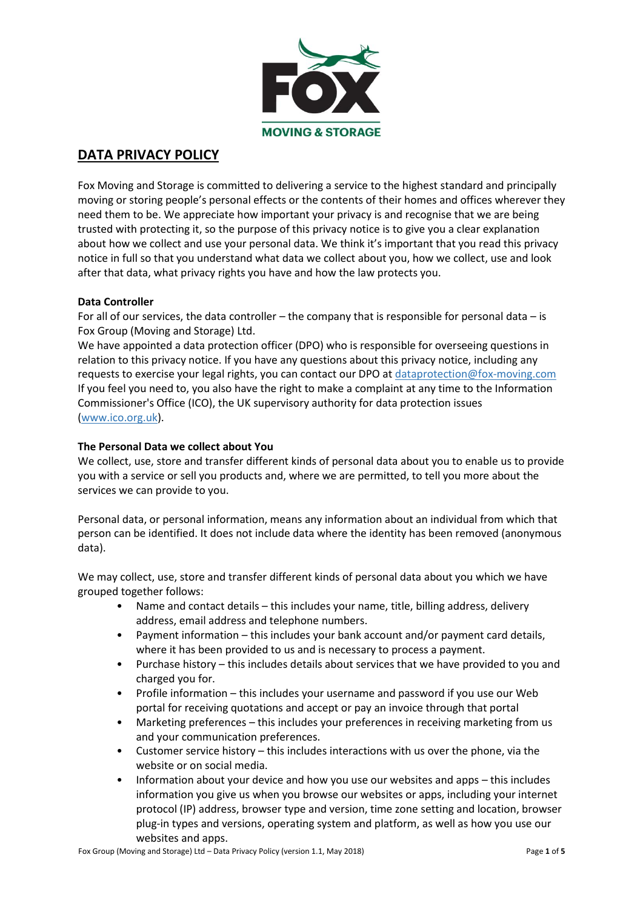# DATA PRIVACY POLICY

Fox Moving and Storage is committed to delivering a service to the highest standard and principally moving or storing people's personal effects or the contents of their homes and offices wherever they need them to be. We appreciate how important your privacy is and recognise that we are being trusted with protecting it, so the purpose of this privacy notice is to give you a clear explanation about how we collect and use your personal data. We think it's important that you read this privacy notice in full so that you understand what data we collect about you, how we collect, use and look after that data, what privacy rights you have and how the law protects you.

**Data Controller**

For all of our services, the data controller – the company that is responsible for personal data – is Fox Group (Moving and Storage) Ltd.

We have appointed a data protection officer (DPO) who is responsible for overseeing questions in relation to this privacy notice. If you have any questions about this privacy notice, including any requests to exercise your legal rights, you can contact our DPO at dataprotection@fox-moving.com

If you feel you need to, you also have the right to make a complaint at any time to the Information Commissioner's Office (ICO), the UK supervisory authority for data protection issues (www.ico.org.uk).

**The Personal Data we collect about You**

We collect, use, store and transfer different kinds of personal data about you to enable us to provide you with a service or sell you products and, where we are permitted, to tell you more about the services we can provide to you.

Personal data, or personal information, means any information about an individual from which that person can be identified. It does not include data where the identity has been removed (anonymous data).

We may collect, use, store and transfer different kinds of personal data about you which we have grouped together follows:

- Name and contact details – this includes your name, title, billing address, delivery address, email address and telephone numbers.
- Payment information – this includes your bank account and/or payment card details, where it has been provided to us and is necessary to process a payment.
- Purchase history – this includes details about services that we have provided to you and charged you for.
- Profile information – this includes your username and password if you use our Web portal for receiving quotations and accept or pay an invoice through that portal
- Marketing preferences – this includes your preferences in receiving marketing from us and your communication preferences.
- Customer service history – this includes interactions with us over the phone, via the website or on social media.
- Information about your device and how you use our websites and apps – this includes information you give us when you browse our websites or apps, including your internet protocol (IP) address, browser type and version, time zone setting and location, browser plug-in types and versions, operating system and platform, as well as how you use our websites and apps.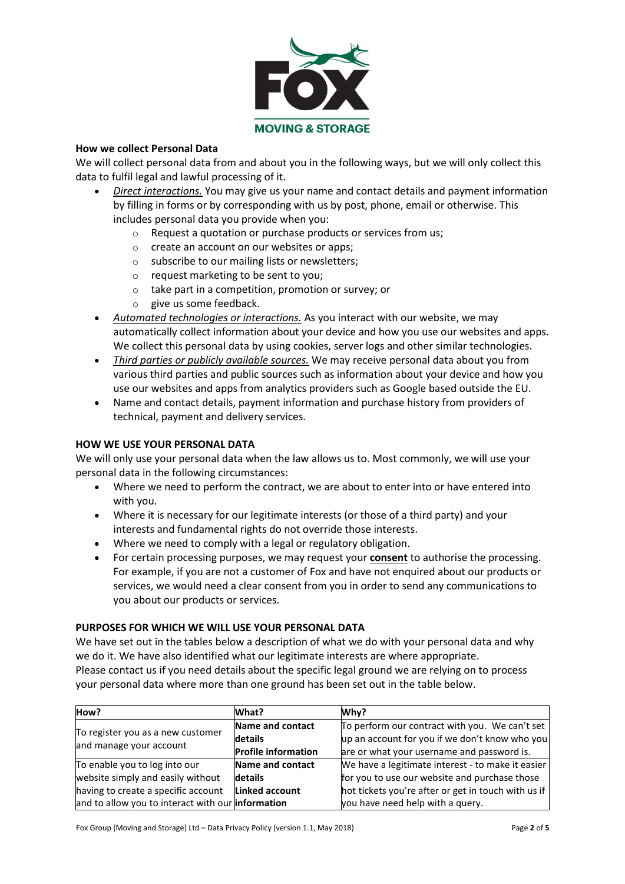**How we collect Personal Data**

We will collect personal data from and about you in the following ways, but we will only collect this data to fulfil legal and lawful processing of it.

- *Direct interactions.* You may give us your name and contact details and payment information by filling in forms or by corresponding with us by post, phone, email or otherwise. This includes personal data you provide when you:
  - Request a quotation or purchase products or services from us;
  - create an account on our websites or apps;
  - subscribe to our mailing lists or newsletters;
  - request marketing to be sent to you;
  - take part in a competition, promotion or survey; or
  - give us some feedback.
- *Automated technologies or interactions.* As you interact with our website, we may automatically collect information about your device and how you use our websites and apps. We collect this personal data by using cookies, server logs and other similar technologies.
- *Third parties or publicly available sources.* We may receive personal data about you from various third parties and public sources such as information about your device and how you use our websites and apps from analytics providers such as Google based outside the EU.
- Name and contact details, payment information and purchase history from providers of technical, payment and delivery services.

**HOW WE USE YOUR PERSONAL DATA**

We will only use your personal data when the law allows us to. Most commonly, we will use your personal data in the following circumstances:

- Where we need to perform the contract, we are about to enter into or have entered into with you.
- Where it is necessary for our legitimate interests (or those of a third party) and your interests and fundamental rights do not override those interests.
- Where we need to comply with a legal or regulatory obligation.
- For certain processing purposes, we may request your **consent** to authorise the processing. For example, if you are not a customer of Fox and have not enquired about our products or services, we would need a clear consent from you in order to send any communications to you about our products or services.

**PURPOSES FOR WHICH WE WILL USE YOUR PERSONAL DATA**

We have set out in the tables below a description of what we do with your personal data and why we do it. We have also identified what our legitimate interests are where appropriate.
Please contact us if you need details about the specific legal ground we are relying on to process your personal data where more than one ground has been set out in the table below.

| How? | What? | Why? |
|---|---|---|
| To register you as a new customer and manage your account | **Name and contact details**<br>**Profile information** | To perform our contract with you. We can't set up an account for you if we don't know who you are or what your username and password is. |
| To enable you to log into our website simply and easily without having to create a specific account and to allow you to interact with our | **Name and contact details**<br>**Linked account information** | We have a legitimate interest - to make it easier for you to use our website and purchase those hot tickets you're after or get in touch with us if you have need help with a query. |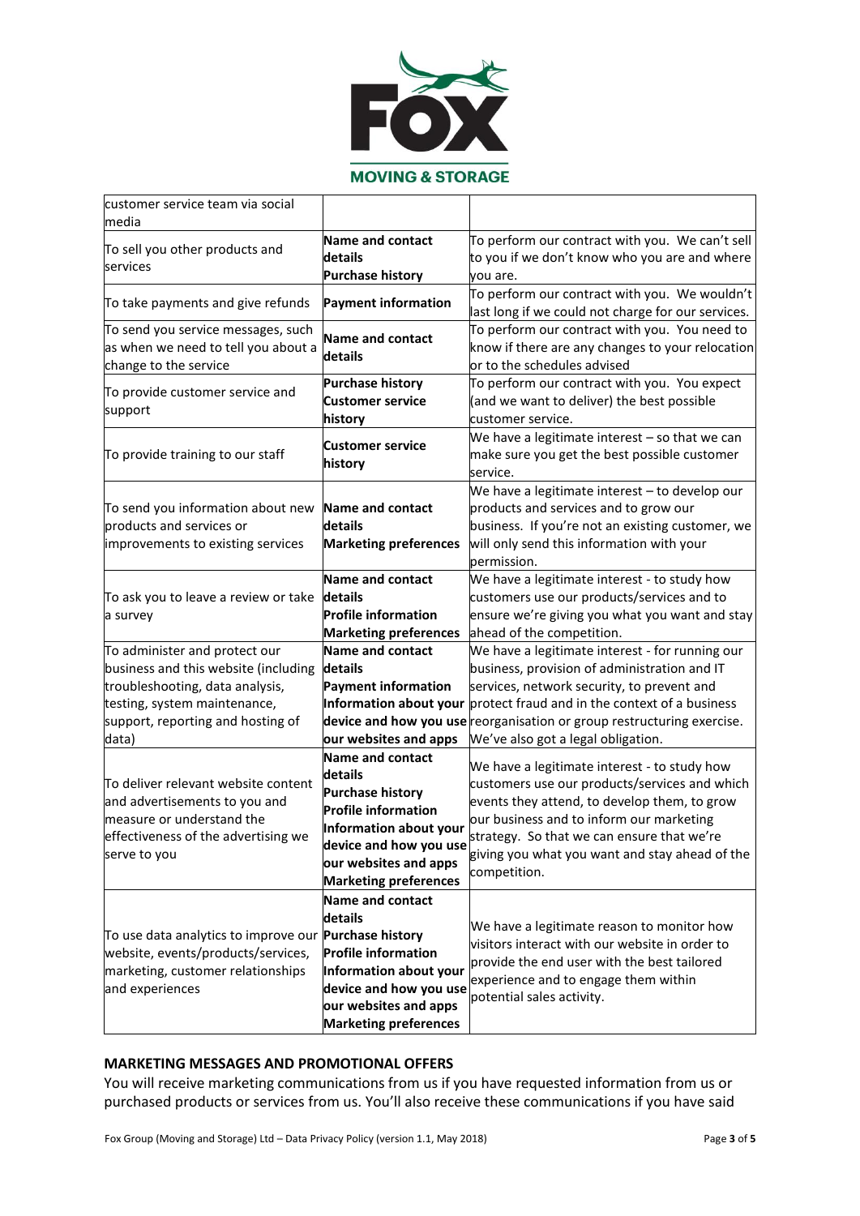| | | |
|---|---|---|
| customer service team via social media | | |
| To sell you other products and services | **Name and contact details**<br>**Purchase history** | To perform our contract with you. We can't sell to you if we don't know who you are and where you are. |
| To take payments and give refunds | **Payment information** | To perform our contract with you. We wouldn't last long if we could not charge for our services. |
| To send you service messages, such as when we need to tell you about a change to the service | **Name and contact details** | To perform our contract with you. You need to know if there are any changes to your relocation or to the schedules advised |
| To provide customer service and support | **Purchase history**<br>**Customer service history** | To perform our contract with you. You expect (and we want to deliver) the best possible customer service. |
| To provide training to our staff | **Customer service history** | We have a legitimate interest – so that we can make sure you get the best possible customer service. |
| To send you information about new products and services or improvements to existing services | **Name and contact details**<br>**Marketing preferences** | We have a legitimate interest – to develop our products and services and to grow our business. If you're not an existing customer, we will only send this information with your permission. |
| To ask you to leave a review or take a survey | **Name and contact details**<br>**Profile information**<br>**Marketing preferences** | We have a legitimate interest - to study how customers use our products/services and to ensure we're giving you what you want and stay ahead of the competition. |
| To administer and protect our business and this website (including troubleshooting, data analysis, testing, system maintenance, support, reporting and hosting of data) | **Name and contact details**<br>**Payment information**<br>**Information about your device and how you use our websites and apps** | We have a legitimate interest - for running our business, provision of administration and IT services, network security, to prevent and protect fraud and in the context of a business reorganisation or group restructuring exercise. We've also got a legal obligation. |
| To deliver relevant website content and advertisements to you and measure or understand the effectiveness of the advertising we serve to you | **Name and contact details**<br>**Purchase history**<br>**Profile information**<br>**Information about your device and how you use our websites and apps**<br>**Marketing preferences** | We have a legitimate interest - to study how customers use our products/services and which events they attend, to develop them, to grow our business and to inform our marketing strategy. So that we can ensure that we're giving you what you want and stay ahead of the competition. |
| To use data analytics to improve our website, events/products/services, marketing, customer relationships and experiences | **Name and contact details**<br>**Purchase history**<br>**Profile information**<br>**Information about your device and how you use our websites and apps**<br>**Marketing preferences** | We have a legitimate reason to monitor how visitors interact with our website in order to provide the end user with the best tailored experience and to engage them within potential sales activity. |

**MARKETING MESSAGES AND PROMOTIONAL OFFERS**

You will receive marketing communications from us if you have requested information from us or purchased products or services from us. You'll also receive these communications if you have said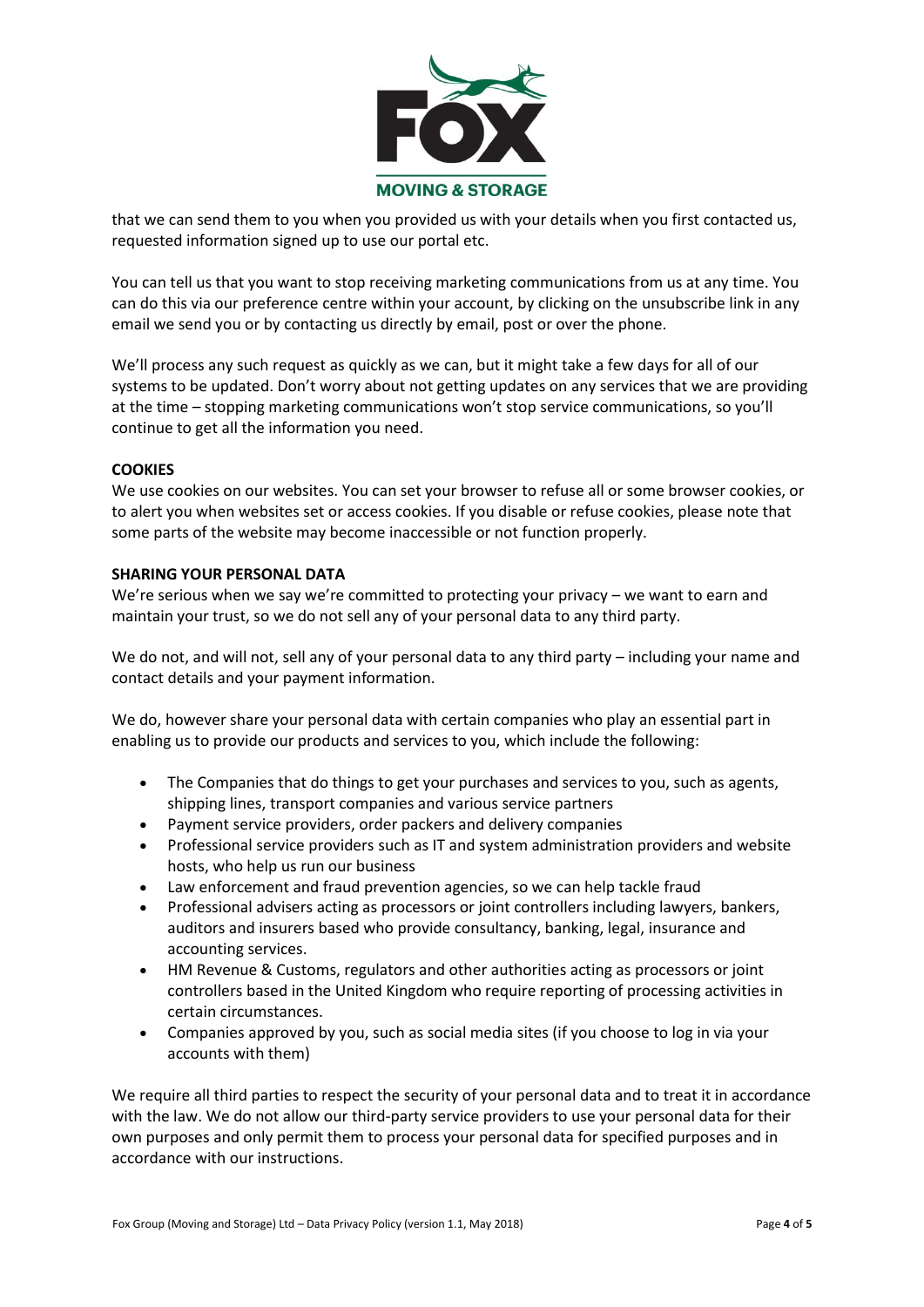that we can send them to you when you provided us with your details when you first contacted us, requested information signed up to use our portal etc.

You can tell us that you want to stop receiving marketing communications from us at any time. You can do this via our preference centre within your account, by clicking on the unsubscribe link in any email we send you or by contacting us directly by email, post or over the phone.

We'll process any such request as quickly as we can, but it might take a few days for all of our systems to be updated. Don't worry about not getting updates on any services that we are providing at the time – stopping marketing communications won't stop service communications, so you'll continue to get all the information you need.

**COOKIES**

We use cookies on our websites. You can set your browser to refuse all or some browser cookies, or to alert you when websites set or access cookies. If you disable or refuse cookies, please note that some parts of the website may become inaccessible or not function properly.

**SHARING YOUR PERSONAL DATA**

We're serious when we say we're committed to protecting your privacy – we want to earn and maintain your trust, so we do not sell any of your personal data to any third party.

We do not, and will not, sell any of your personal data to any third party – including your name and contact details and your payment information.

We do, however share your personal data with certain companies who play an essential part in enabling us to provide our products and services to you, which include the following:

- The Companies that do things to get your purchases and services to you, such as agents, shipping lines, transport companies and various service partners
- Payment service providers, order packers and delivery companies
- Professional service providers such as IT and system administration providers and website hosts, who help us run our business
- Law enforcement and fraud prevention agencies, so we can help tackle fraud
- Professional advisers acting as processors or joint controllers including lawyers, bankers, auditors and insurers based who provide consultancy, banking, legal, insurance and accounting services.
- HM Revenue & Customs, regulators and other authorities acting as processors or joint controllers based in the United Kingdom who require reporting of processing activities in certain circumstances.
- Companies approved by you, such as social media sites (if you choose to log in via your accounts with them)

We require all third parties to respect the security of your personal data and to treat it in accordance with the law. We do not allow our third-party service providers to use your personal data for their own purposes and only permit them to process your personal data for specified purposes and in accordance with our instructions.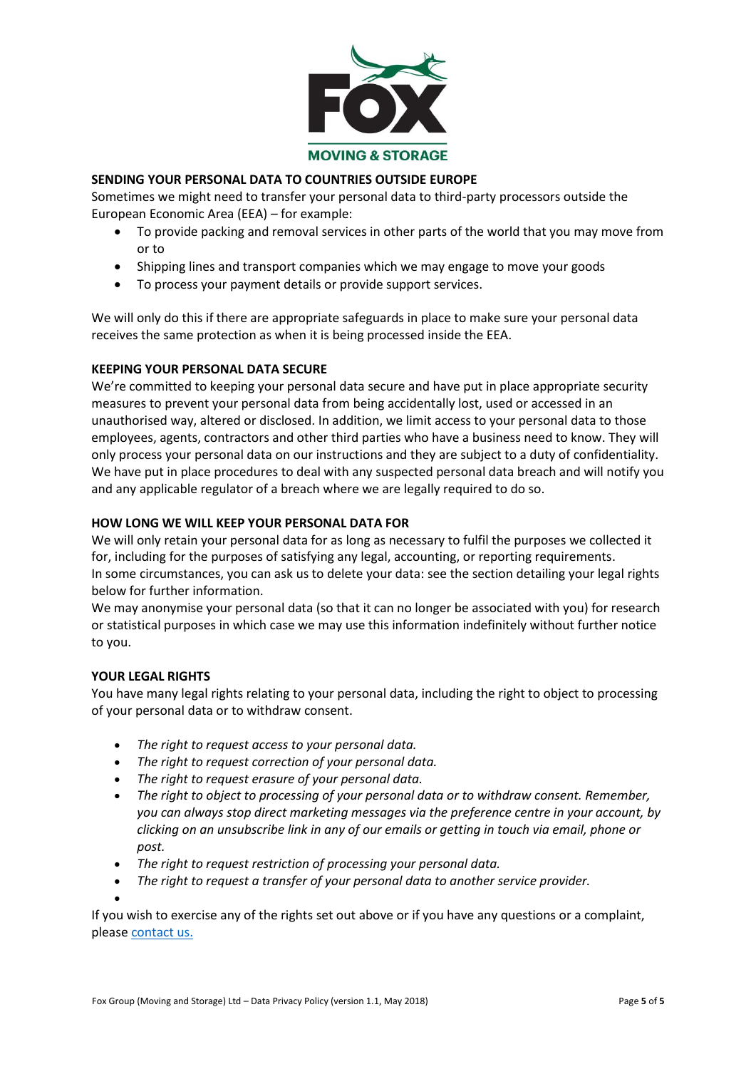## SENDING YOUR PERSONAL DATA TO COUNTRIES OUTSIDE EUROPE

Sometimes we might need to transfer your personal data to third-party processors outside the European Economic Area (EEA) – for example:

- To provide packing and removal services in other parts of the world that you may move from or to
- Shipping lines and transport companies which we may engage to move your goods
- To process your payment details or provide support services.

We will only do this if there are appropriate safeguards in place to make sure your personal data receives the same protection as when it is being processed inside the EEA.

## KEEPING YOUR PERSONAL DATA SECURE

We're committed to keeping your personal data secure and have put in place appropriate security measures to prevent your personal data from being accidentally lost, used or accessed in an unauthorised way, altered or disclosed. In addition, we limit access to your personal data to those employees, agents, contractors and other third parties who have a business need to know. They will only process your personal data on our instructions and they are subject to a duty of confidentiality. We have put in place procedures to deal with any suspected personal data breach and will notify you and any applicable regulator of a breach where we are legally required to do so.

## HOW LONG WE WILL KEEP YOUR PERSONAL DATA FOR

We will only retain your personal data for as long as necessary to fulfil the purposes we collected it for, including for the purposes of satisfying any legal, accounting, or reporting requirements.
In some circumstances, you can ask us to delete your data: see the section detailing your legal rights below for further information.
We may anonymise your personal data (so that it can no longer be associated with you) for research or statistical purposes in which case we may use this information indefinitely without further notice to you.

## YOUR LEGAL RIGHTS

You have many legal rights relating to your personal data, including the right to object to processing of your personal data or to withdraw consent.

- *The right to request access to your personal data.*
- *The right to request correction of your personal data.*
- *The right to request erasure of your personal data.*
- *The right to object to processing of your personal data or to withdraw consent. Remember, you can always stop direct marketing messages via the preference centre in your account, by clicking on an unsubscribe link in any of our emails or getting in touch via email, phone or post.*
- *The right to request restriction of processing your personal data.*
- *The right to request a transfer of your personal data to another service provider.*

If you wish to exercise any of the rights set out above or if you have any questions or a complaint, please contact us.